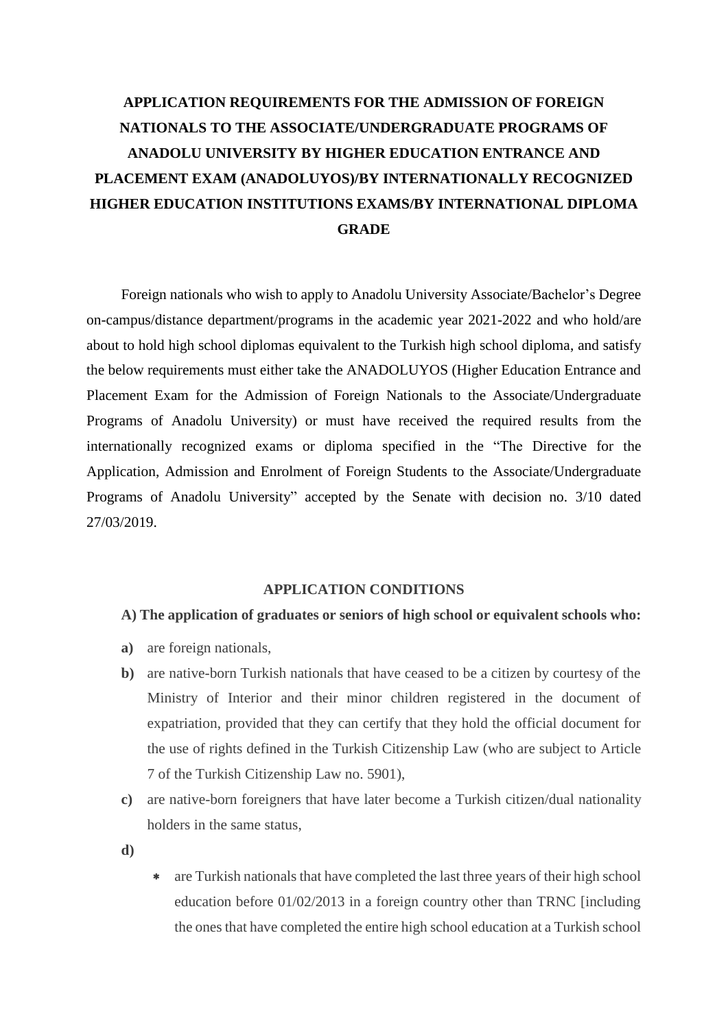# APPLICATION REQUIREMENTS FOR THE ADMISSION OF FOREIGN NATIONALS TO THE ASSOCIATE/UNDERGRADUATE PROGRAMS OF ANADOLU UNIVERSITY BY HIGHER EDUCATION ENTRANCE AND PLACEMENT EXAM (ANADOLUYOS)/BY INTERNATIONALLY RECOGNIZED HIGHER EDUCATION INSTITUTIONS EXAMS/BY INTERNATIONAL DIPLOMA GRADE

Foreign nationals who wish to apply to Anadolu University Associate/Bachelor's Degree on-campus/distance department/programs in the academic year 2021-2022 and who hold/are about to hold high school diplomas equivalent to the Turkish high school diploma, and satisfy the below requirements must either take the ANADOLUYOS (Higher Education Entrance and Placement Exam for the Admission of Foreign Nationals to the Associate/Undergraduate Programs of Anadolu University) or must have received the required results from the internationally recognized exams or diploma specified in the "The Directive for the Application, Admission and Enrolment of Foreign Students to the Associate/Undergraduate Programs of Anadolu University" accepted by the Senate with decision no. 3/10 dated 27/03/2019.

## APPLICATION CONDITIONS

**A) The application of graduates or seniors of high school or equivalent schools who:**

**a)** are foreign nationals,

**b)** are native-born Turkish nationals that have ceased to be a citizen by courtesy of the Ministry of Interior and their minor children registered in the document of expatriation, provided that they can certify that they hold the official document for the use of rights defined in the Turkish Citizenship Law (who are subject to Article 7 of the Turkish Citizenship Law no. 5901),

**c)** are native-born foreigners that have later become a Turkish citizen/dual nationality holders in the same status,

**d)**

- are Turkish nationals that have completed the last three years of their high school education before 01/02/2013 in a foreign country other than TRNC [including the ones that have completed the entire high school education at a Turkish school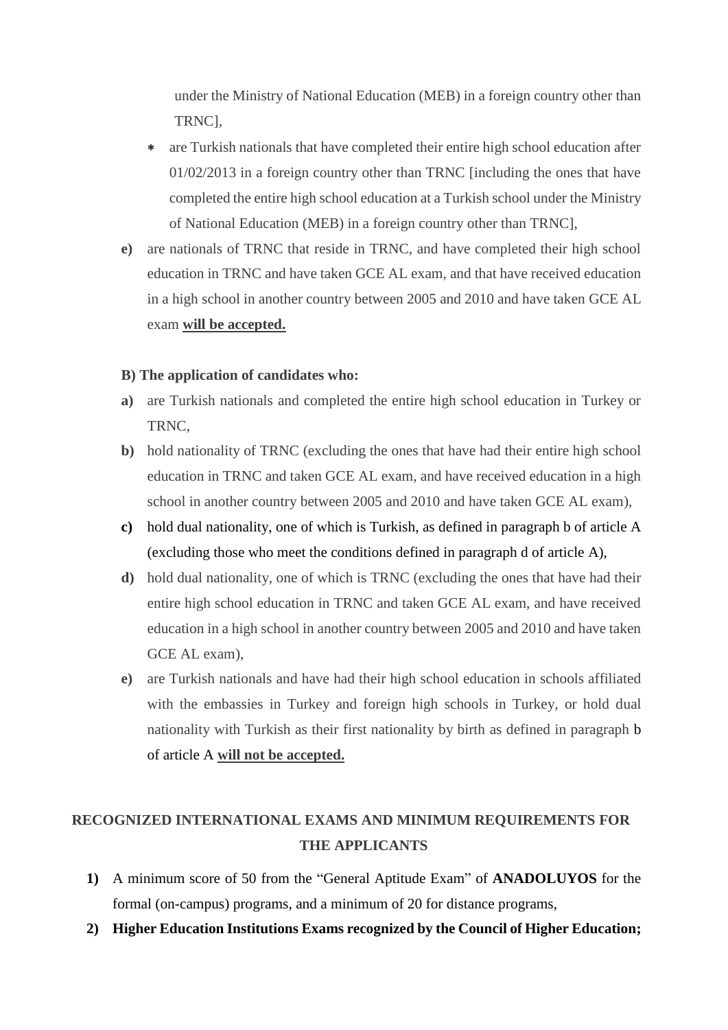under the Ministry of National Education (MEB) in a foreign country other than TRNC],

* are Turkish nationals that have completed their entire high school education after 01/02/2013 in a foreign country other than TRNC [including the ones that have completed the entire high school education at a Turkish school under the Ministry of National Education (MEB) in a foreign country other than TRNC],

**e)** are nationals of TRNC that reside in TRNC, and have completed their high school education in TRNC and have taken GCE AL exam, and that have received education in a high school in another country between 2005 and 2010 and have taken GCE AL exam **will be accepted.**

**B) The application of candidates who:**

**a)** are Turkish nationals and completed the entire high school education in Turkey or TRNC,

**b)** hold nationality of TRNC (excluding the ones that have had their entire high school education in TRNC and taken GCE AL exam, and have received education in a high school in another country between 2005 and 2010 and have taken GCE AL exam),

**c)** hold dual nationality, one of which is Turkish, as defined in paragraph b of article A (excluding those who meet the conditions defined in paragraph d of article A),

**d)** hold dual nationality, one of which is TRNC (excluding the ones that have had their entire high school education in TRNC and taken GCE AL exam, and have received education in a high school in another country between 2005 and 2010 and have taken GCE AL exam),

**e)** are Turkish nationals and have had their high school education in schools affiliated with the embassies in Turkey and foreign high schools in Turkey, or hold dual nationality with Turkish as their first nationality by birth as defined in paragraph b of article A **will not be accepted.**

## RECOGNIZED INTERNATIONAL EXAMS AND MINIMUM REQUIREMENTS FOR THE APPLICANTS

1) A minimum score of 50 from the "General Aptitude Exam" of **ANADOLUYOS** for the formal (on-campus) programs, and a minimum of 20 for distance programs,
2) **Higher Education Institutions Exams recognized by the Council of Higher Education;**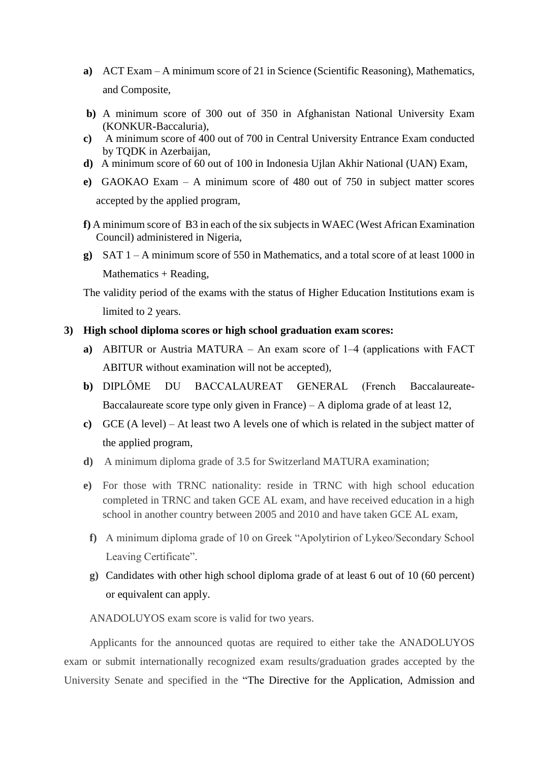a) ACT Exam – A minimum score of 21 in Science (Scientific Reasoning), Mathematics, and Composite,

b) A minimum score of 300 out of 350 in Afghanistan National University Exam (KONKUR-Baccaluria),

c) A minimum score of 400 out of 700 in Central University Entrance Exam conducted by TQDK in Azerbaijan,

d) A minimum score of 60 out of 100 in Indonesia Ujlan Akhir National (UAN) Exam,

e) GAOKAO Exam – A minimum score of 480 out of 750 in subject matter scores accepted by the applied program,

f) A minimum score of B3 in each of the six subjects in WAEC (West African Examination Council) administered in Nigeria,

g) SAT 1 – A minimum score of 550 in Mathematics, and a total score of at least 1000 in Mathematics + Reading,

The validity period of the exams with the status of Higher Education Institutions exam is limited to 2 years.

**3) High school diploma scores or high school graduation exam scores:**

a) ABITUR or Austria MATURA – An exam score of 1–4 (applications with FACT ABITUR without examination will not be accepted),

b) DIPLÔME DU BACCALAUREAT GENERAL (French Baccalaureate-Baccalaureate score type only given in France) – A diploma grade of at least 12,

c) GCE (A level) – At least two A levels one of which is related in the subject matter of the applied program,

d) A minimum diploma grade of 3.5 for Switzerland MATURA examination;

e) For those with TRNC nationality: reside in TRNC with high school education completed in TRNC and taken GCE AL exam, and have received education in a high school in another country between 2005 and 2010 and have taken GCE AL exam,

f) A minimum diploma grade of 10 on Greek "Apolytirion of Lykeo/Secondary School Leaving Certificate".

g) Candidates with other high school diploma grade of at least 6 out of 10 (60 percent) or equivalent can apply.

ANADOLUYOS exam score is valid for two years.

Applicants for the announced quotas are required to either take the ANADOLUYOS exam or submit internationally recognized exam results/graduation grades accepted by the University Senate and specified in the "The Directive for the Application, Admission and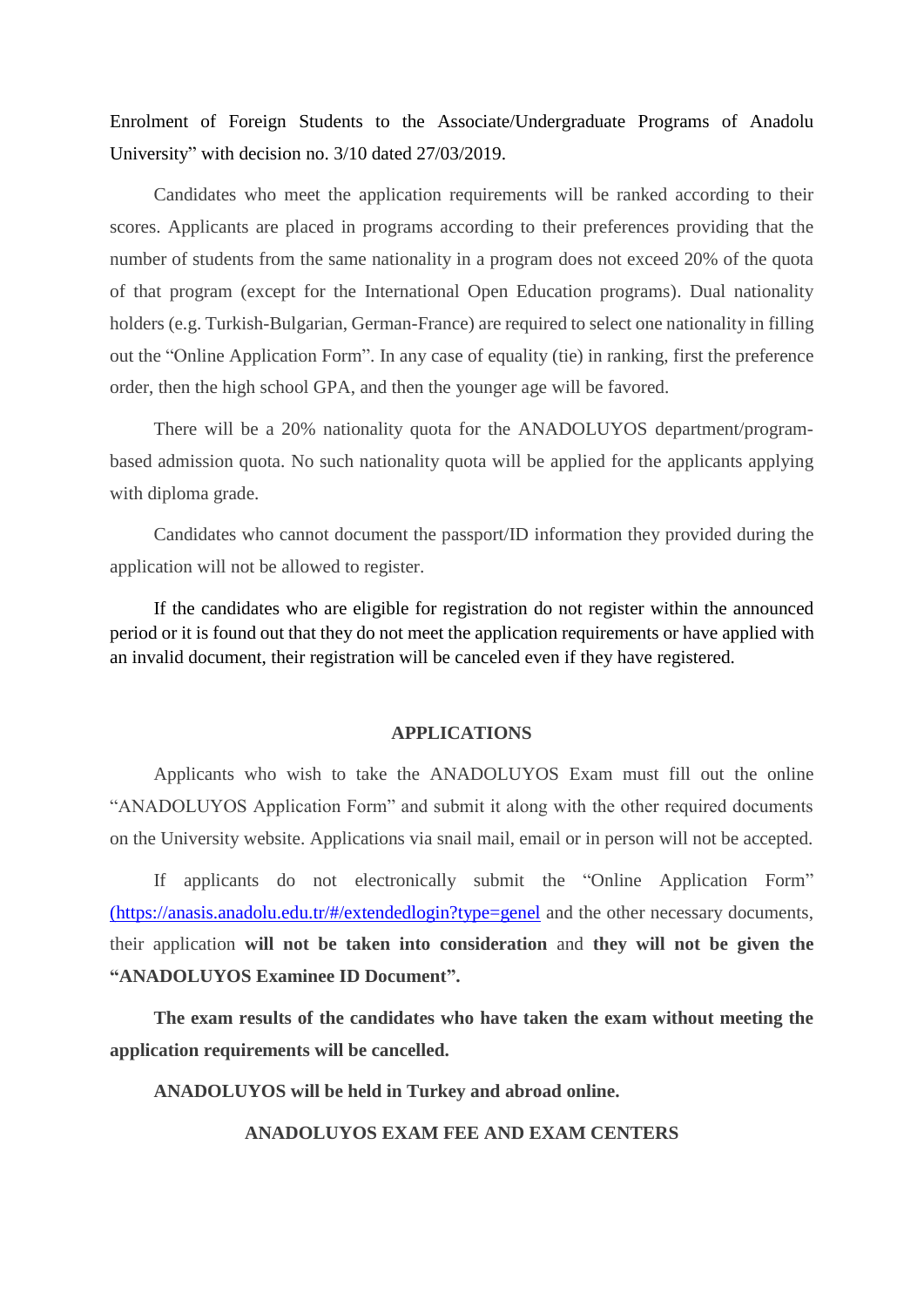Enrolment of Foreign Students to the Associate/Undergraduate Programs of Anadolu University" with decision no. 3/10 dated 27/03/2019.

Candidates who meet the application requirements will be ranked according to their scores. Applicants are placed in programs according to their preferences providing that the number of students from the same nationality in a program does not exceed 20% of the quota of that program (except for the International Open Education programs). Dual nationality holders (e.g. Turkish-Bulgarian, German-France) are required to select one nationality in filling out the "Online Application Form". In any case of equality (tie) in ranking, first the preference order, then the high school GPA, and then the younger age will be favored.

There will be a 20% nationality quota for the ANADOLUYOS department/program-based admission quota. No such nationality quota will be applied for the applicants applying with diploma grade.

Candidates who cannot document the passport/ID information they provided during the application will not be allowed to register.

If the candidates who are eligible for registration do not register within the announced period or it is found out that they do not meet the application requirements or have applied with an invalid document, their registration will be canceled even if they have registered.

## APPLICATIONS

Applicants who wish to take the ANADOLUYOS Exam must fill out the online "ANADOLUYOS Application Form" and submit it along with the other required documents on the University website. Applications via snail mail, email or in person will not be accepted.

If applicants do not electronically submit the "Online Application Form" (https://anasis.anadolu.edu.tr/#/extendedlogin?type=genel and the other necessary documents, their application **will not be taken into consideration** and **they will not be given the "ANADOLUYOS Examinee ID Document".**

**The exam results of the candidates who have taken the exam without meeting the application requirements will be cancelled.**

**ANADOLUYOS will be held in Turkey and abroad online.**

## ANADOLUYOS EXAM FEE AND EXAM CENTERS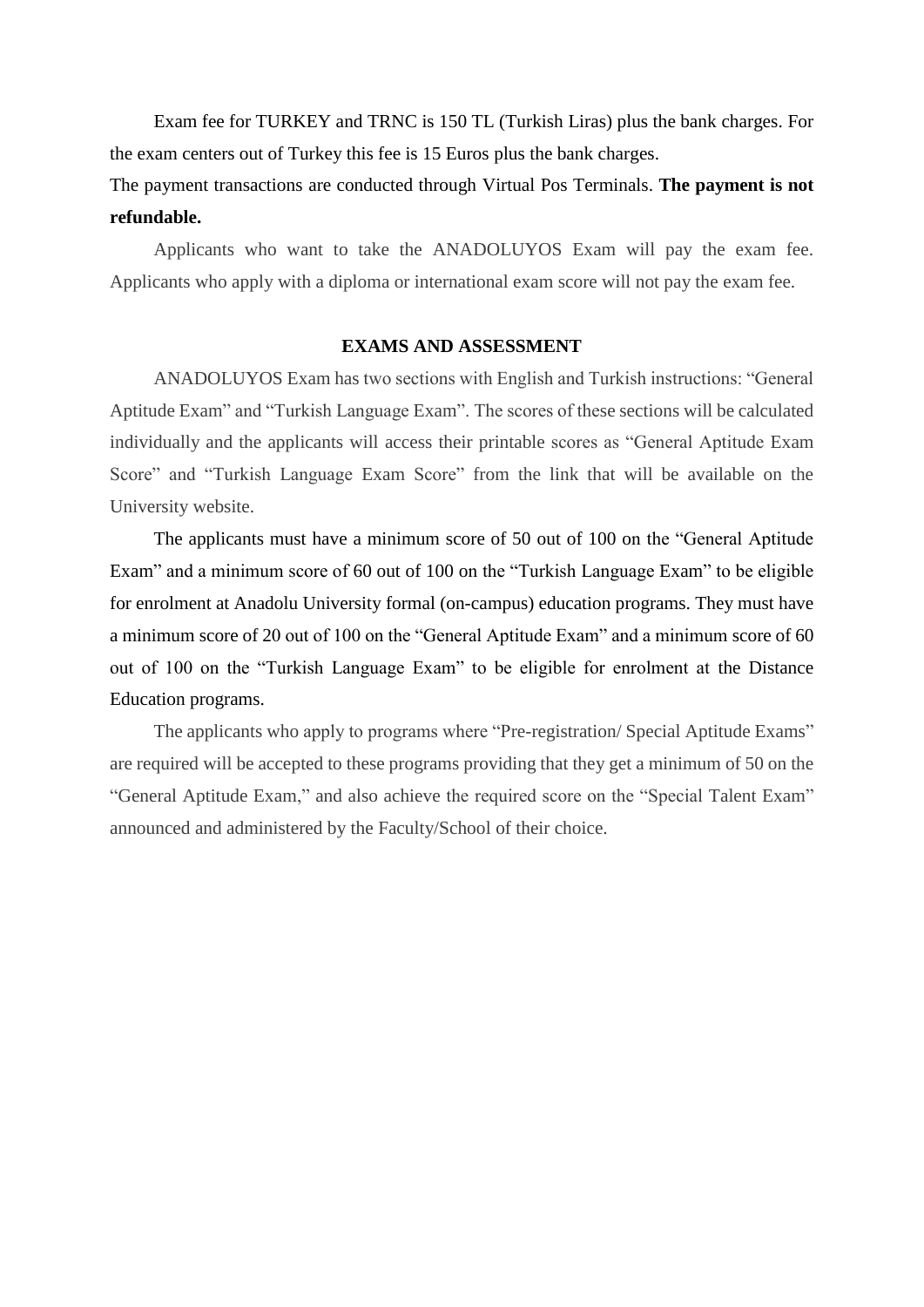Exam fee for TURKEY and TRNC is 150 TL (Turkish Liras) plus the bank charges. For the exam centers out of Turkey this fee is 15 Euros plus the bank charges.

The payment transactions are conducted through Virtual Pos Terminals. **The payment is not refundable.**

Applicants who want to take the ANADOLUYOS Exam will pay the exam fee. Applicants who apply with a diploma or international exam score will not pay the exam fee.

## EXAMS AND ASSESSMENT

ANADOLUYOS Exam has two sections with English and Turkish instructions: "General Aptitude Exam" and "Turkish Language Exam". The scores of these sections will be calculated individually and the applicants will access their printable scores as "General Aptitude Exam Score" and "Turkish Language Exam Score" from the link that will be available on the University website.

The applicants must have a minimum score of 50 out of 100 on the "General Aptitude Exam" and a minimum score of 60 out of 100 on the "Turkish Language Exam" to be eligible for enrolment at Anadolu University formal (on-campus) education programs. They must have a minimum score of 20 out of 100 on the "General Aptitude Exam" and a minimum score of 60 out of 100 on the "Turkish Language Exam" to be eligible for enrolment at the Distance Education programs.

The applicants who apply to programs where "Pre-registration/ Special Aptitude Exams" are required will be accepted to these programs providing that they get a minimum of 50 on the "General Aptitude Exam," and also achieve the required score on the "Special Talent Exam" announced and administered by the Faculty/School of their choice.